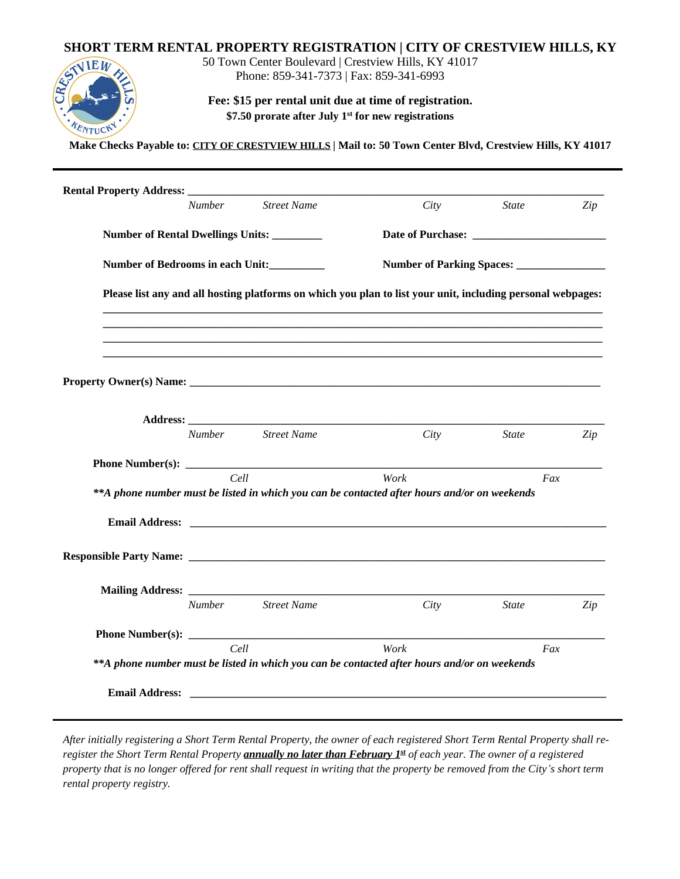# SHORT TERM RENTAL PROPERTY REGISTRATION | CITY OF CRESTVIEW HILLS, KY

50 Town Center Boulevard | Crestview Hills, KY 41017
Phone: 859-341-7373 | Fax: 859-341-6993

**Fee: $15 per rental unit due at time of registration.**
**$7.50 prorate after July 1st for new registrations**

**Make Checks Payable to: CITY OF CRESTVIEW HILLS | Mail to: 50 Town Center Blvd, Crestview Hills, KY 41017**

---

**Rental Property Address:** ______________________________________________________________________

*Number* *Street Name* *City* *State* *Zip*

**Number of Rental Dwellings Units:** _________ **Date of Purchase:** ________________________

**Number of Bedrooms in each Unit:**__________ **Number of Parking Spaces:** ________________

**Please list any and all hosting platforms on which you plan to list your unit, including personal webpages:**

______________________________________________________________________

______________________________________________________________________

______________________________________________________________________

______________________________________________________________________

**Property Owner(s) Name:** ______________________________________________________________________

**Address:** ______________________________________________________________________

*Number* *Street Name* *City* *State* *Zip*

**Phone Number(s):** ______________________________________________________________________

*Cell* *Work* *Fax*

***\*\*A phone number must be listed in which you can be contacted after hours and/or on weekends***

**Email Address:** ______________________________________________________________________

**Responsible Party Name:** ______________________________________________________________________

**Mailing Address:** ______________________________________________________________________

*Number* *Street Name* *City* *State* *Zip*

**Phone Number(s):** ______________________________________________________________________

*Cell* *Work* *Fax*

***\*\*A phone number must be listed in which you can be contacted after hours and/or on weekends***

**Email Address:** ______________________________________________________________________

---

*After initially registering a Short Term Rental Property, the owner of each registered Short Term Rental Property shall re-register the Short Term Rental Property* ***annually no later than February 1st*** *of each year. The owner of a registered property that is no longer offered for rent shall request in writing that the property be removed from the City's short term rental property registry.*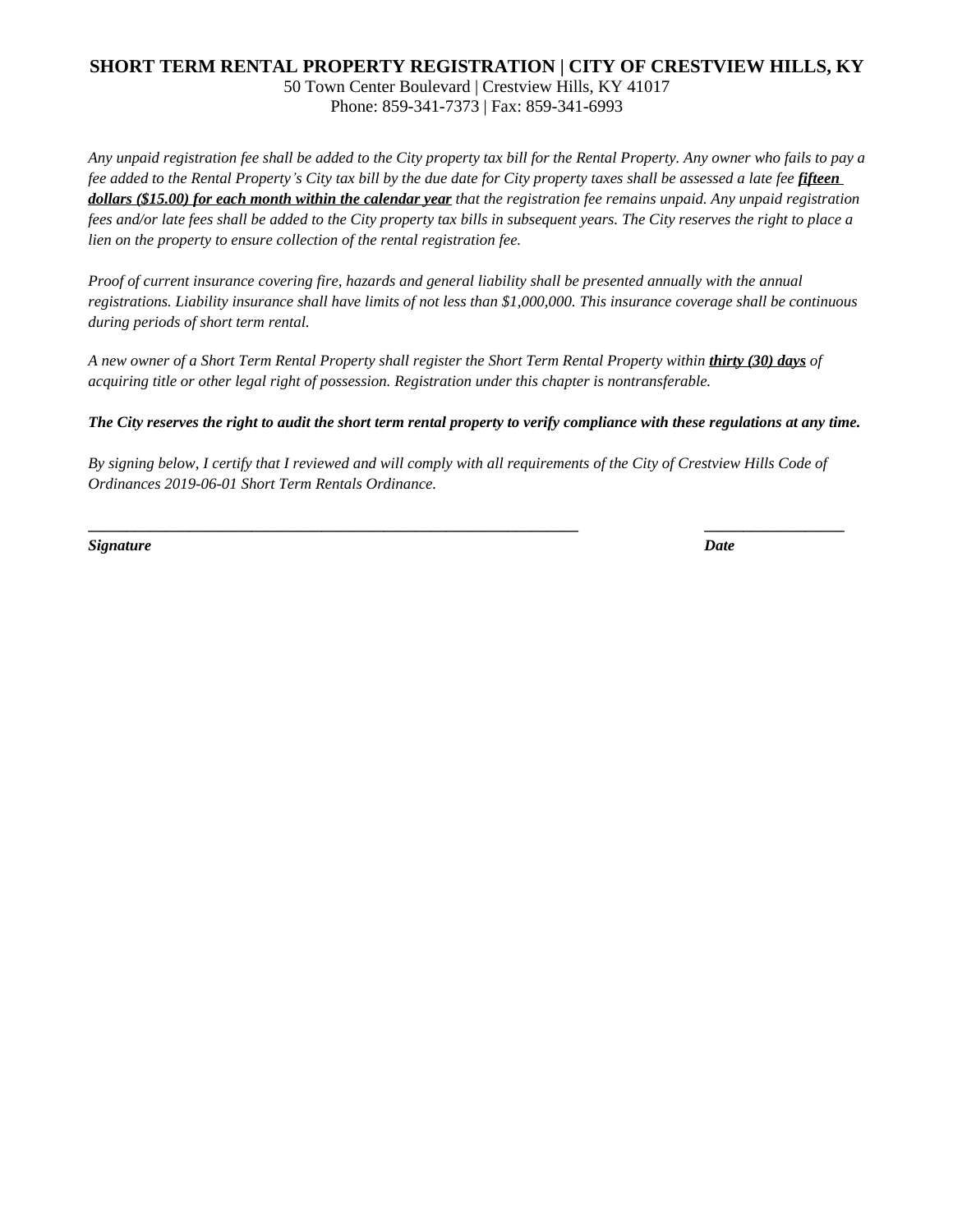**SHORT TERM RENTAL PROPERTY REGISTRATION | CITY OF CRESTVIEW HILLS, KY**
50 Town Center Boulevard | Crestview Hills, KY 41017
Phone: 859-341-7373 | Fax: 859-341-6993

*Any unpaid registration fee shall be added to the City property tax bill for the Rental Property. Any owner who fails to pay a fee added to the Rental Property's City tax bill by the due date for City property taxes shall be assessed a late fee* ***fifteen dollars ($15.00) for each month within the calendar year*** *that the registration fee remains unpaid. Any unpaid registration fees and/or late fees shall be added to the City property tax bills in subsequent years. The City reserves the right to place a lien on the property to ensure collection of the rental registration fee.*

*Proof of current insurance covering fire, hazards and general liability shall be presented annually with the annual registrations. Liability insurance shall have limits of not less than $1,000,000. This insurance coverage shall be continuous during periods of short term rental.*

*A new owner of a Short Term Rental Property shall register the Short Term Rental Property within* ***thirty (30) days*** *of acquiring title or other legal right of possession. Registration under this chapter is nontransferable.*

***The City reserves the right to audit the short term rental property to verify compliance with these regulations at any time.***

*By signing below, I certify that I reviewed and will comply with all requirements of the City of Crestview Hills Code of Ordinances 2019-06-01 Short Term Rentals Ordinance.*

_______________________________________________ ______________

***Signature*** ***Date***